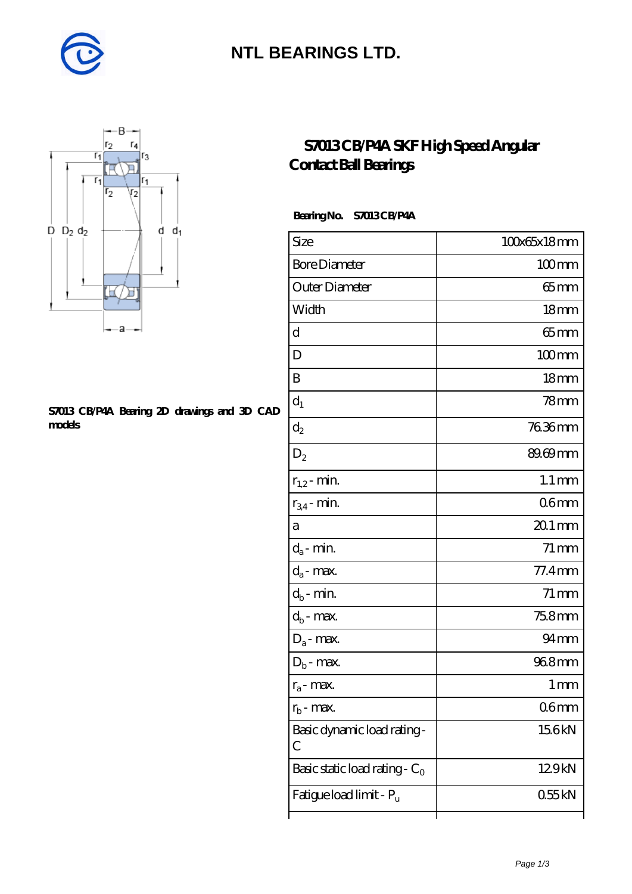# NTL BEARINGS LTD.

## S7013 CB/P4A SKF High Speed Angular Contact Ball Bearings

S7013 CB/P4A Bearing 2D drawings and 3D CAD models

D $D_2$ $d_2$ d $d_1$ B a $r_1$ $r_2$ $r_3$ $r_4$

**Bearing No. S7013 CB/P4A**

| | |
|---|---|
| Size | 100x65x18 mm |
| Bore Diameter | 100 mm |
| Outer Diameter | 65 mm |
| Width | 18 mm |
| d | 65 mm |
| D | 100 mm |
| B | 18 mm |
| $d_1$ | 78 mm |
| $d_2$ | 76.36 mm |
| $D_2$ | 89.69 mm |
| $r_{1,2}$ - min. | 1.1 mm |
| $r_{3,4}$ - min. | 0.6 mm |
| a | 20.1 mm |
| $d_a$ - min. | 71 mm |
| $d_a$ - max. | 77.4 mm |
| $d_b$ - min. | 71 mm |
| $d_b$ - max. | 75.8 mm |
| $D_a$ - max. | 94 mm |
| $D_b$ - max. | 96.8 mm |
| $r_a$ - max. | 1 mm |
| $r_b$ - max. | 0.6 mm |
| Basic dynamic load rating - C | 15.6 kN |
| Basic static load rating - $C_0$ | 12.9 kN |
| Fatigue load limit - $P_u$ | 0.55 kN |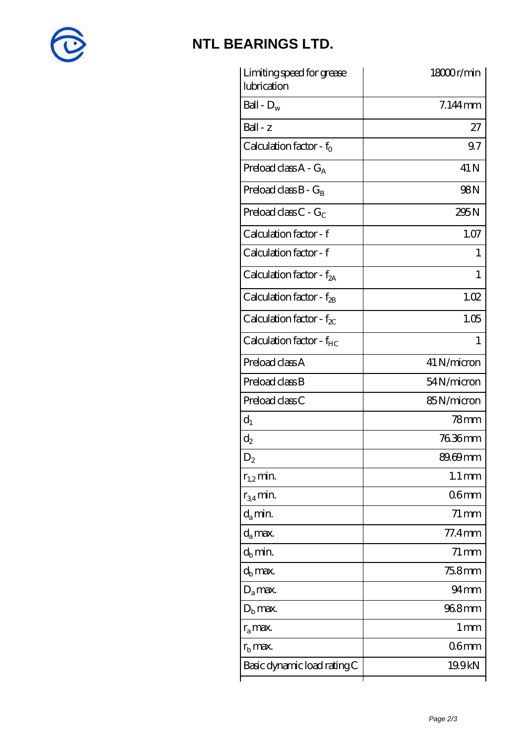# NTL BEARINGS LTD.

| | |
|---|---|
| Limiting speed for grease lubrication | 18000 r/min |
| Ball - $D_w$ | 7.144 mm |
| Ball - z | 27 |
| Calculation factor - $f_0$ | 9.7 |
| Preload class A - $G_A$ | 41 N |
| Preload class B - $G_B$ | 98 N |
| Preload class C - $G_C$ | 295 N |
| Calculation factor - f | 1.07 |
| Calculation factor - f | 1 |
| Calculation factor - $f_{2A}$ | 1 |
| Calculation factor - $f_{2B}$ | 1.02 |
| Calculation factor - $f_{2C}$ | 1.05 |
| Calculation factor - $f_{HC}$ | 1 |
| Preload class A | 41 N/micron |
| Preload class B | 54 N/micron |
| Preload class C | 85 N/micron |
| $d_1$ | 78 mm |
| $d_2$ | 76.36 mm |
| $D_2$ | 89.69 mm |
| $r_{1,2}$ min. | 1.1 mm |
| $r_{3,4}$ min. | 0.6 mm |
| $d_a$ min. | 71 mm |
| $d_a$ max. | 77.4 mm |
| $d_b$ min. | 71 mm |
| $d_b$ max. | 75.8 mm |
| $D_a$ max. | 94 mm |
| $D_b$ max. | 96.8 mm |
| $r_a$ max. | 1 mm |
| $r_b$ max. | 0.6 mm |
| Basic dynamic load rating C | 19.9 kN |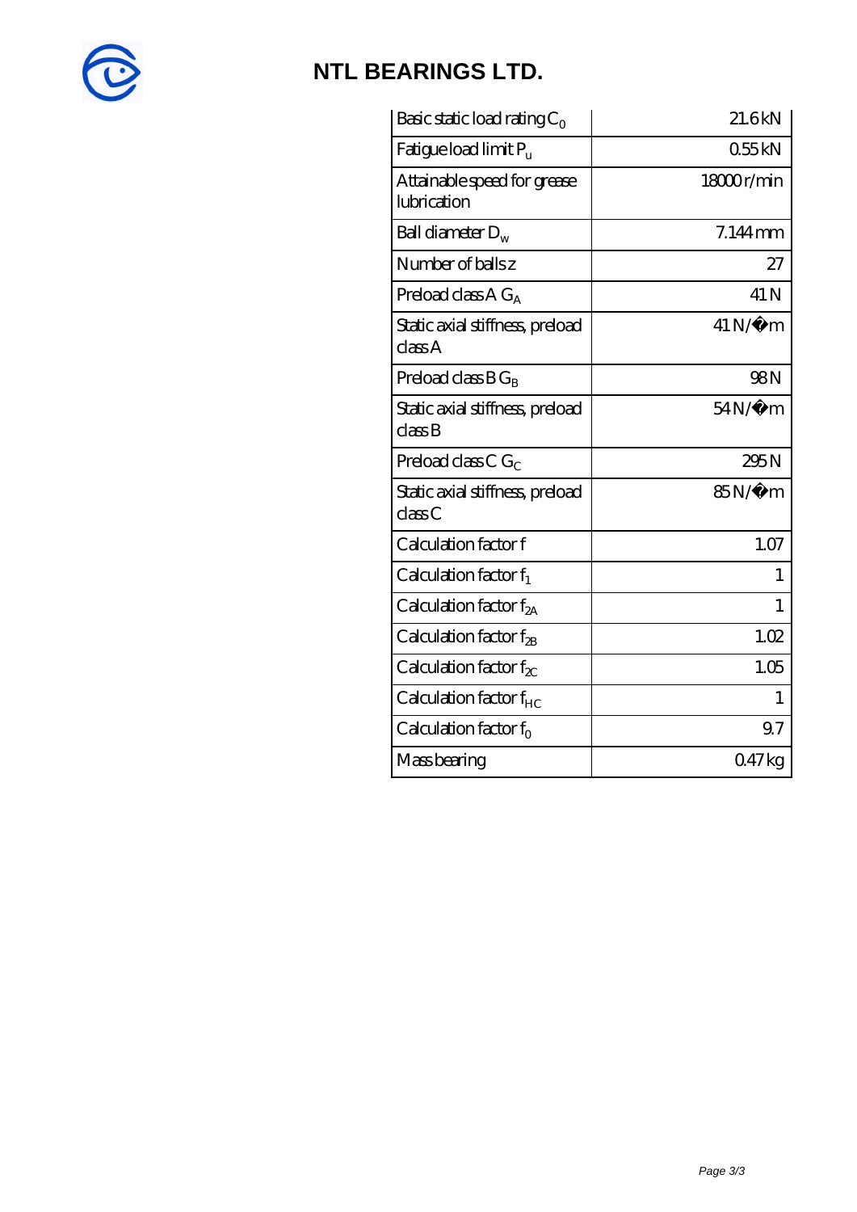# NTL BEARINGS LTD.

| | |
|---|---|
| Basic static load rating $C_0$ | 21.6 kN |
| Fatigue load limit $P_u$ | 0.55 kN |
| Attainable speed for grease lubrication | 18000 r/min |
| Ball diameter $D_w$ | 7.144 mm |
| Number of balls z | 27 |
| Preload class A $G_A$ | 41 N |
| Static axial stiffness, preload class A | 41 N/�m |
| Preload class B $G_B$ | 98 N |
| Static axial stiffness, preload class B | 54 N/�m |
| Preload class C $G_C$ | 295 N |
| Static axial stiffness, preload class C | 85 N/�m |
| Calculation factor f | 1.07 |
| Calculation factor $f_1$ | 1 |
| Calculation factor $f_{2A}$ | 1 |
| Calculation factor $f_{2B}$ | 1.02 |
| Calculation factor $f_{2C}$ | 1.05 |
| Calculation factor $f_{HC}$ | 1 |
| Calculation factor $f_0$ | 9.7 |
| Mass bearing | 0.47 kg |